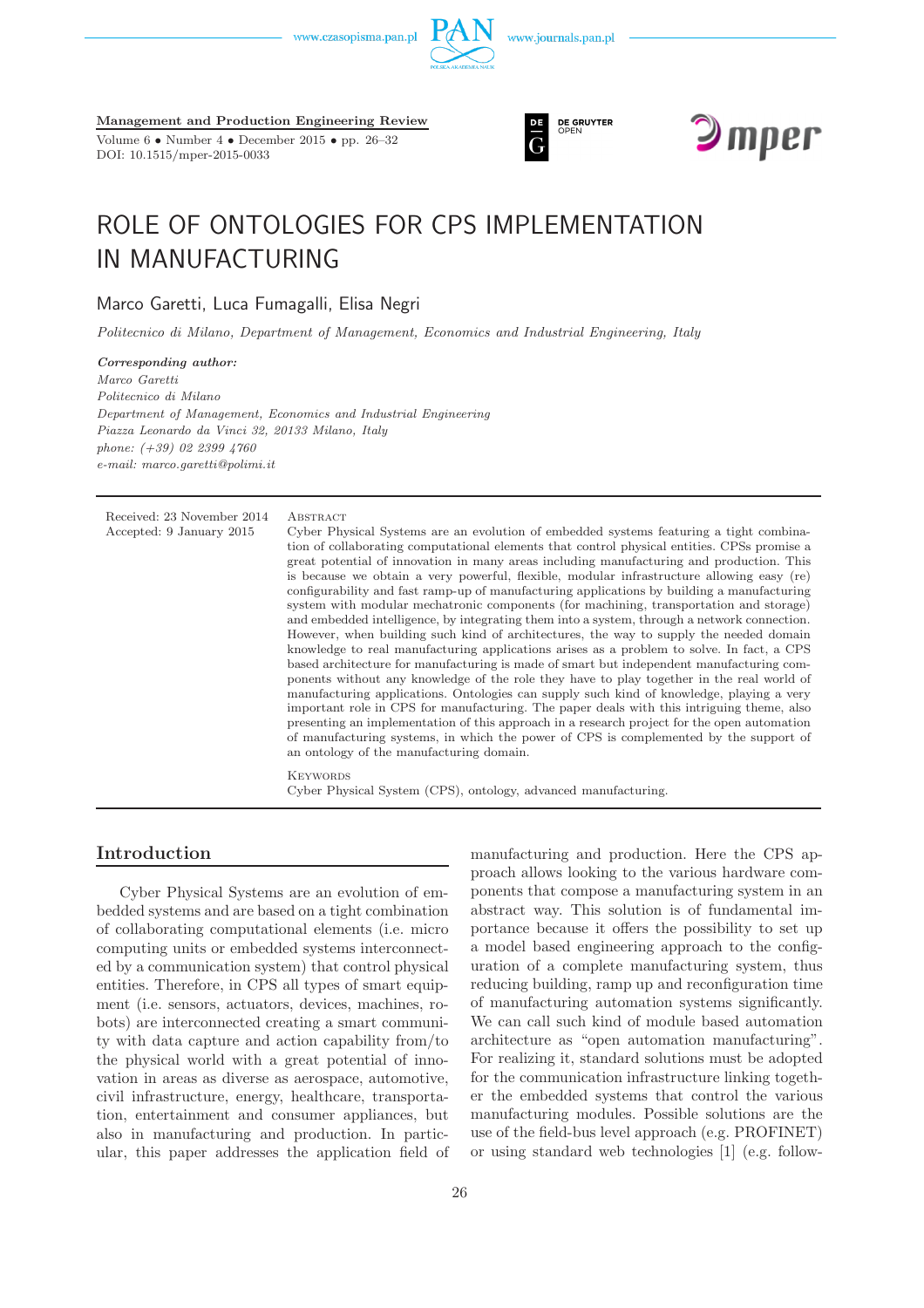Management and Production Engineering Review

Volume 6 • Number 4 • December 2015 • pp. 26–32
DOI: 10.1515/mper-2015-0033

# ROLE OF ONTOLOGIES FOR CPS IMPLEMENTATION IN MANUFACTURING

Marco Garetti, Luca Fumagalli, Elisa Negri

*Politecnico di Milano, Department of Management, Economics and Industrial Engineering, Italy*

***Corresponding author:***
*Marco Garetti*
*Politecnico di Milano*
*Department of Management, Economics and Industrial Engineering*
*Piazza Leonardo da Vinci 32, 20133 Milano, Italy*
*phone: (+39) 02 2399 4760*
*e-mail: marco.garetti@polimi.it*

Received: 23 November 2014
Accepted: 9 January 2015

Abstract

Cyber Physical Systems are an evolution of embedded systems featuring a tight combination of collaborating computational elements that control physical entities. CPSs promise a great potential of innovation in many areas including manufacturing and production. This is because we obtain a very powerful, flexible, modular infrastructure allowing easy (re) configurability and fast ramp-up of manufacturing applications by building a manufacturing system with modular mechatronic components (for machining, transportation and storage) and embedded intelligence, by integrating them into a system, through a network connection. However, when building such kind of architectures, the way to supply the needed domain knowledge to real manufacturing applications arises as a problem to solve. In fact, a CPS based architecture for manufacturing is made of smart but independent manufacturing components without any knowledge of the role they have to play together in the real world of manufacturing applications. Ontologies can supply such kind of knowledge, playing a very important role in CPS for manufacturing. The paper deals with this intriguing theme, also presenting an implementation of this approach in a research project for the open automation of manufacturing systems, in which the power of CPS is complemented by the support of an ontology of the manufacturing domain.

Keywords

Cyber Physical System (CPS), ontology, advanced manufacturing.

## Introduction

Cyber Physical Systems are an evolution of embedded systems and are based on a tight combination of collaborating computational elements (i.e. micro computing units or embedded systems interconnected by a communication system) that control physical entities. Therefore, in CPS all types of smart equipment (i.e. sensors, actuators, devices, machines, robots) are interconnected creating a smart community with data capture and action capability from/to the physical world with a great potential of innovation in areas as diverse as aerospace, automotive, civil infrastructure, energy, healthcare, transportation, entertainment and consumer appliances, but also in manufacturing and production. In particular, this paper addresses the application field of manufacturing and production. Here the CPS approach allows looking to the various hardware components that compose a manufacturing system in an abstract way. This solution is of fundamental importance because it offers the possibility to set up a model based engineering approach to the configuration of a complete manufacturing system, thus reducing building, ramp up and reconfiguration time of manufacturing automation systems significantly. We can call such kind of module based automation architecture as "open automation manufacturing". For realizing it, standard solutions must be adopted for the communication infrastructure linking together the embedded systems that control the various manufacturing modules. Possible solutions are the use of the field-bus level approach (e.g. PROFINET) or using standard web technologies [1] (e.g. follow-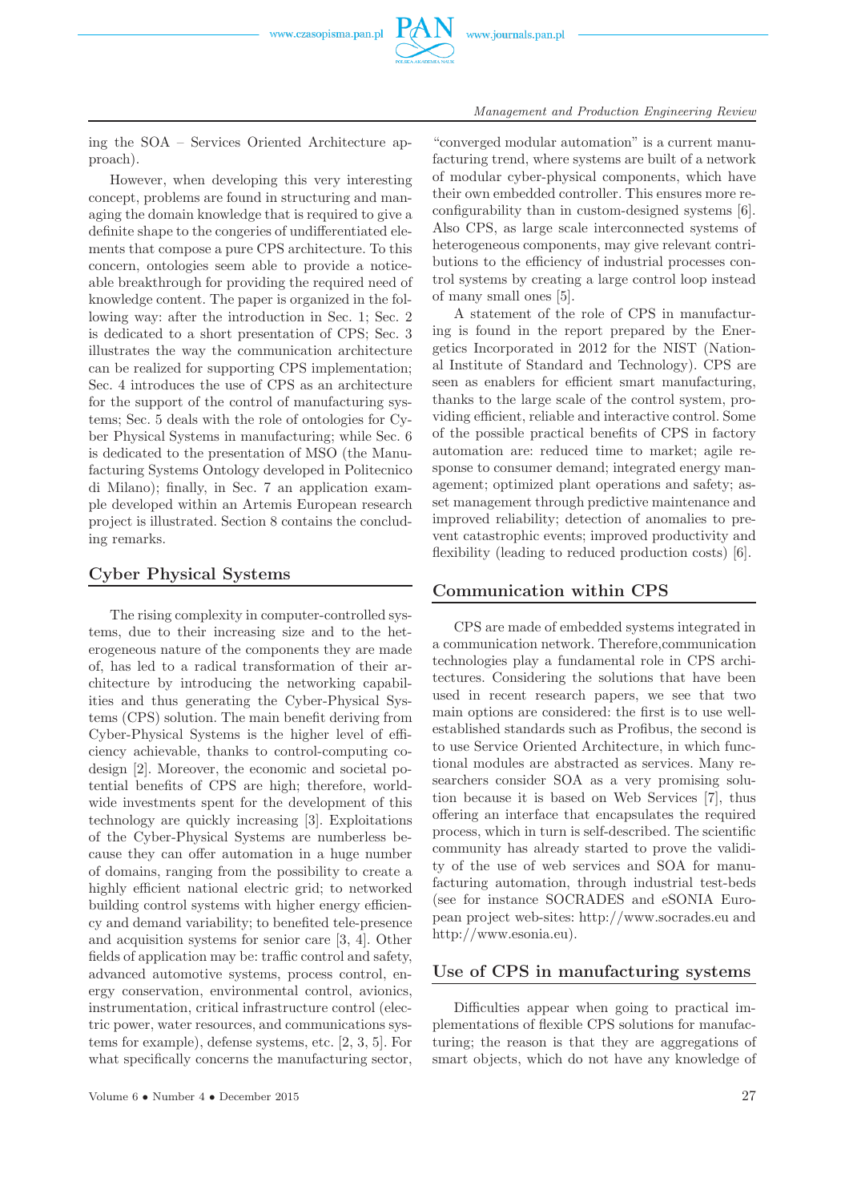ing the SOA – Services Oriented Architecture approach).

However, when developing this very interesting concept, problems are found in structuring and managing the domain knowledge that is required to give a definite shape to the congeries of undifferentiated elements that compose a pure CPS architecture. To this concern, ontologies seem able to provide a noticeable breakthrough for providing the required need of knowledge content. The paper is organized in the following way: after the introduction in Sec. 1; Sec. 2 is dedicated to a short presentation of CPS; Sec. 3 illustrates the way the communication architecture can be realized for supporting CPS implementation; Sec. 4 introduces the use of CPS as an architecture for the support of the control of manufacturing systems; Sec. 5 deals with the role of ontologies for Cyber Physical Systems in manufacturing; while Sec. 6 is dedicated to the presentation of MSO (the Manufacturing Systems Ontology developed in Politecnico di Milano); finally, in Sec. 7 an application example developed within an Artemis European research project is illustrated. Section 8 contains the concluding remarks.

## Cyber Physical Systems

The rising complexity in computer-controlled systems, due to their increasing size and to the heterogeneous nature of the components they are made of, has led to a radical transformation of their architecture by introducing the networking capabilities and thus generating the Cyber-Physical Systems (CPS) solution. The main benefit deriving from Cyber-Physical Systems is the higher level of efficiency achievable, thanks to control-computing codesign [2]. Moreover, the economic and societal potential benefits of CPS are high; therefore, worldwide investments spent for the development of this technology are quickly increasing [3]. Exploitations of the Cyber-Physical Systems are numberless because they can offer automation in a huge number of domains, ranging from the possibility to create a highly efficient national electric grid; to networked building control systems with higher energy efficiency and demand variability; to benefited tele-presence and acquisition systems for senior care [3, 4]. Other fields of application may be: traffic control and safety, advanced automotive systems, process control, energy conservation, environmental control, avionics, instrumentation, critical infrastructure control (electric power, water resources, and communications systems for example), defense systems, etc. [2, 3, 5]. For what specifically concerns the manufacturing sector, "converged modular automation" is a current manufacturing trend, where systems are built of a network of modular cyber-physical components, which have their own embedded controller. This ensures more reconfigurability than in custom-designed systems [6]. Also CPS, as large scale interconnected systems of heterogeneous components, may give relevant contributions to the efficiency of industrial processes control systems by creating a large control loop instead of many small ones [5].

A statement of the role of CPS in manufacturing is found in the report prepared by the Energetics Incorporated in 2012 for the NIST (National Institute of Standard and Technology). CPS are seen as enablers for efficient smart manufacturing, thanks to the large scale of the control system, providing efficient, reliable and interactive control. Some of the possible practical benefits of CPS in factory automation are: reduced time to market; agile response to consumer demand; integrated energy management; optimized plant operations and safety; asset management through predictive maintenance and improved reliability; detection of anomalies to prevent catastrophic events; improved productivity and flexibility (leading to reduced production costs) [6].

## Communication within CPS

CPS are made of embedded systems integrated in a communication network. Therefore,communication technologies play a fundamental role in CPS architectures. Considering the solutions that have been used in recent research papers, we see that two main options are considered: the first is to use well-established standards such as Profibus, the second is to use Service Oriented Architecture, in which functional modules are abstracted as services. Many researchers consider SOA as a very promising solution because it is based on Web Services [7], thus offering an interface that encapsulates the required process, which in turn is self-described. The scientific community has already started to prove the validity of the use of web services and SOA for manufacturing automation, through industrial test-beds (see for instance SOCRADES and eSONIA European project web-sites: http://www.socrades.eu and http://www.esonia.eu).

## Use of CPS in manufacturing systems

Difficulties appear when going to practical implementations of flexible CPS solutions for manufacturing; the reason is that they are aggregations of smart objects, which do not have any knowledge of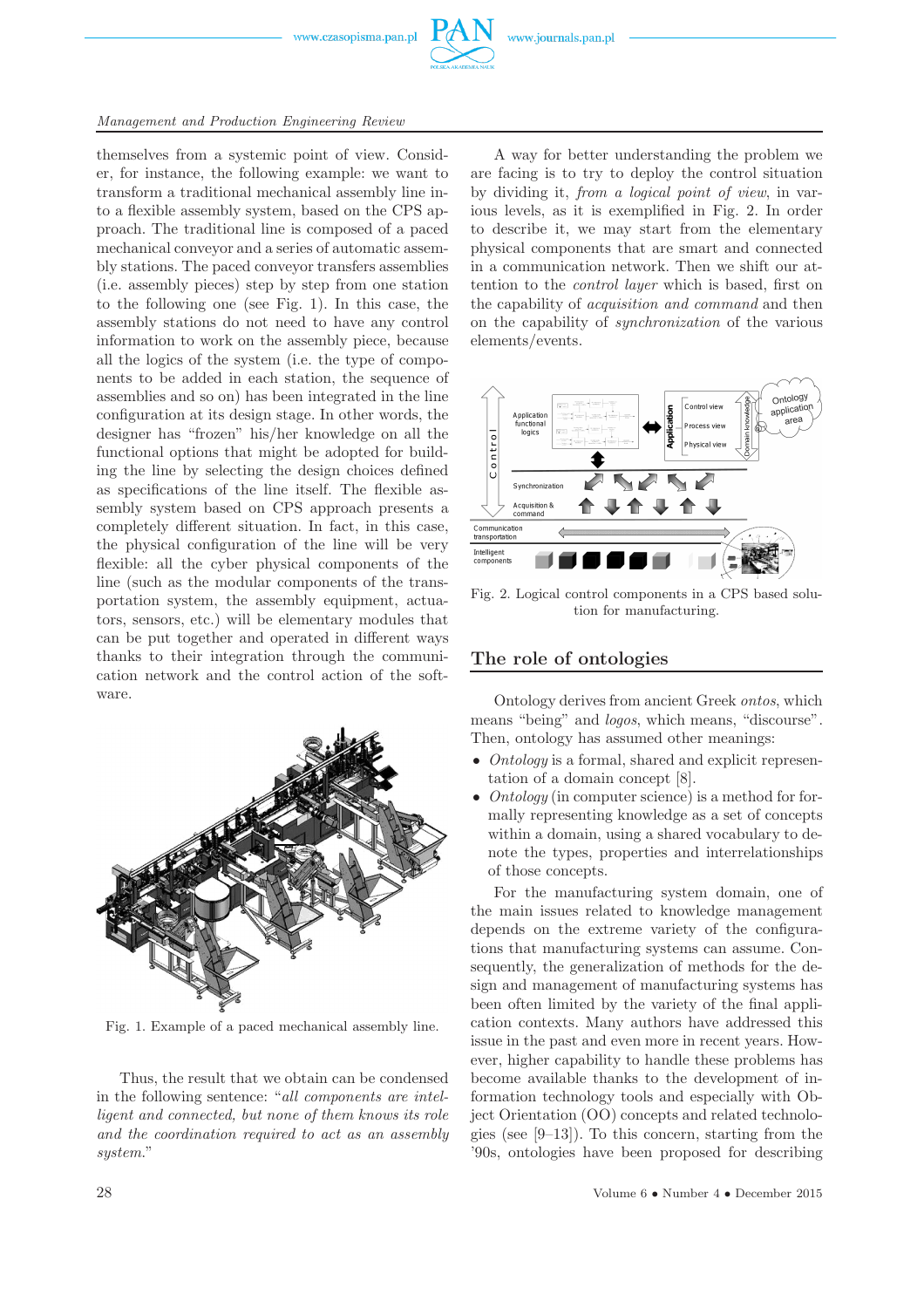themselves from a systemic point of view. Consider, for instance, the following example: we want to transform a traditional mechanical assembly line into a flexible assembly system, based on the CPS approach. The traditional line is composed of a paced mechanical conveyor and a series of automatic assembly stations. The paced conveyor transfers assemblies (i.e. assembly pieces) step by step from one station to the following one (see Fig. 1). In this case, the assembly stations do not need to have any control information to work on the assembly piece, because all the logics of the system (i.e. the type of components to be added in each station, the sequence of assemblies and so on) has been integrated in the line configuration at its design stage. In other words, the designer has "frozen" his/her knowledge on all the functional options that might be adopted for building the line by selecting the design choices defined as specifications of the line itself. The flexible assembly system based on CPS approach presents a completely different situation. In fact, in this case, the physical configuration of the line will be very flexible: all the cyber physical components of the line (such as the modular components of the transportation system, the assembly equipment, actuators, sensors, etc.) will be elementary modules that can be put together and operated in different ways thanks to their integration through the communication network and the control action of the software.

Fig. 1. Example of a paced mechanical assembly line.

Thus, the result that we obtain can be condensed in the following sentence: "*all components are intelligent and connected, but none of them knows its role and the coordination required to act as an assembly system.*"

A way for better understanding the problem we are facing is to try to deploy the control situation by dividing it, *from a logical point of view*, in various levels, as it is exemplified in Fig. 2. In order to describe it, we may start from the elementary physical components that are smart and connected in a communication network. Then we shift our attention to the *control layer* which is based, first on the capability of *acquisition and command* and then on the capability of *synchronization* of the various elements/events.

Fig. 2. Logical control components in a CPS based solution for manufacturing.

## The role of ontologies

Ontology derives from ancient Greek *ontos*, which means "being" and *logos*, which means, "discourse". Then, ontology has assumed other meanings:

- *Ontology* is a formal, shared and explicit representation of a domain concept [8].
- *Ontology* (in computer science) is a method for formally representing knowledge as a set of concepts within a domain, using a shared vocabulary to denote the types, properties and interrelationships of those concepts.

For the manufacturing system domain, one of the main issues related to knowledge management depends on the extreme variety of the configurations that manufacturing systems can assume. Consequently, the generalization of methods for the design and management of manufacturing systems has been often limited by the variety of the final application contexts. Many authors have addressed this issue in the past and even more in recent years. However, higher capability to handle these problems has become available thanks to the development of information technology tools and especially with Object Orientation (OO) concepts and related technologies (see [9–13]). To this concern, starting from the '90s, ontologies have been proposed for describing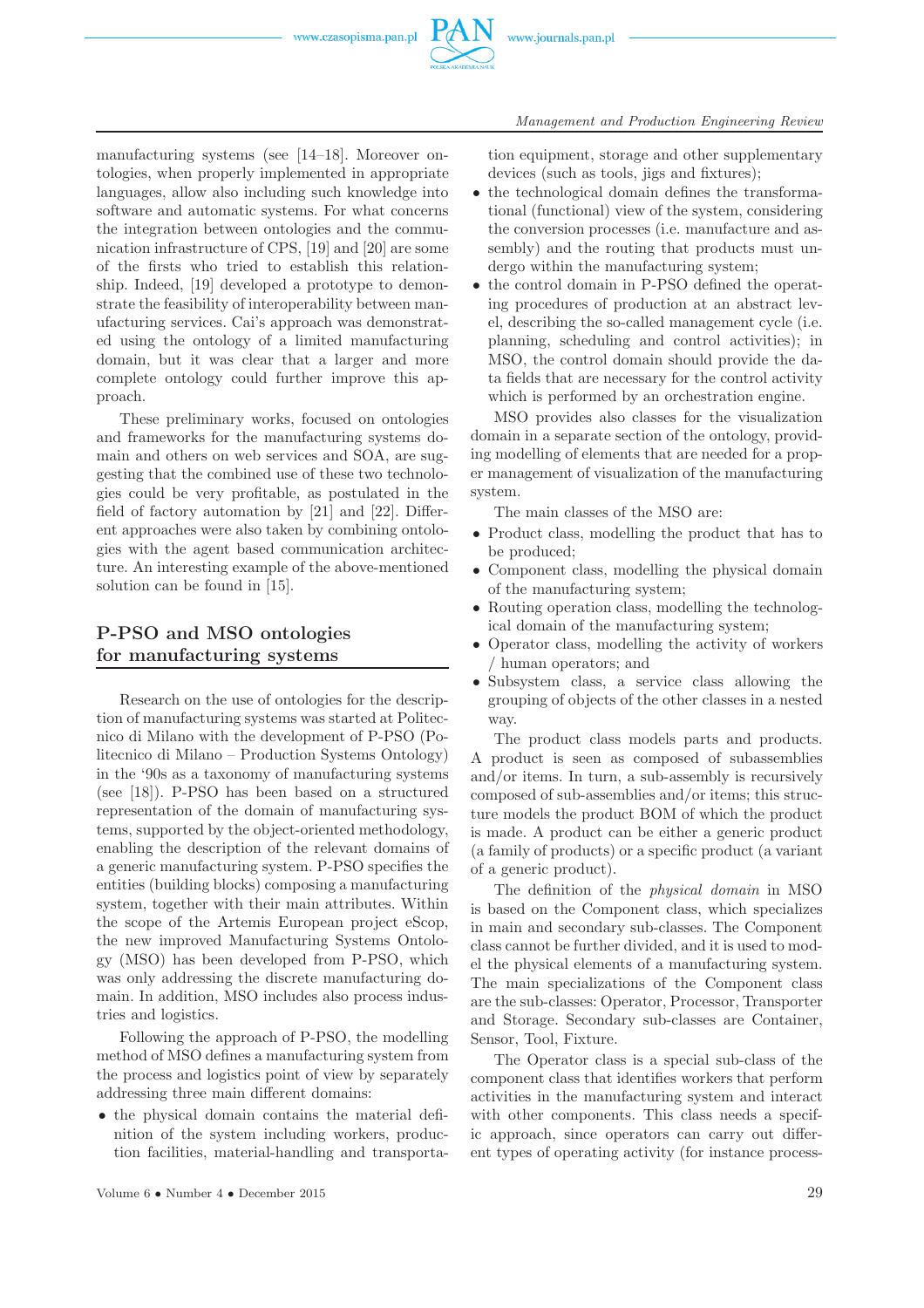manufacturing systems (see [14–18]. Moreover ontologies, when properly implemented in appropriate languages, allow also including such knowledge into software and automatic systems. For what concerns the integration between ontologies and the communication infrastructure of CPS, [19] and [20] are some of the firsts who tried to establish this relationship. Indeed, [19] developed a prototype to demonstrate the feasibility of interoperability between manufacturing services. Cai's approach was demonstrated using the ontology of a limited manufacturing domain, but it was clear that a larger and more complete ontology could further improve this approach.

These preliminary works, focused on ontologies and frameworks for the manufacturing systems domain and others on web services and SOA, are suggesting that the combined use of these two technologies could be very profitable, as postulated in the field of factory automation by [21] and [22]. Different approaches were also taken by combining ontologies with the agent based communication architecture. An interesting example of the above-mentioned solution can be found in [15].

## P-PSO and MSO ontologies for manufacturing systems

Research on the use of ontologies for the description of manufacturing systems was started at Politecnico di Milano with the development of P-PSO (Politecnico di Milano – Production Systems Ontology) in the '90s as a taxonomy of manufacturing systems (see [18]). P-PSO has been based on a structured representation of the domain of manufacturing systems, supported by the object-oriented methodology, enabling the description of the relevant domains of a generic manufacturing system. P-PSO specifies the entities (building blocks) composing a manufacturing system, together with their main attributes. Within the scope of the Artemis European project eScop, the new improved Manufacturing Systems Ontology (MSO) has been developed from P-PSO, which was only addressing the discrete manufacturing domain. In addition, MSO includes also process industries and logistics.

Following the approach of P-PSO, the modelling method of MSO defines a manufacturing system from the process and logistics point of view by separately addressing three main different domains:

- the physical domain contains the material definition of the system including workers, production facilities, material-handling and transportation equipment, storage and other supplementary devices (such as tools, jigs and fixtures);
- the technological domain defines the transformational (functional) view of the system, considering the conversion processes (i.e. manufacture and assembly) and the routing that products must undergo within the manufacturing system;
- the control domain in P-PSO defined the operating procedures of production at an abstract level, describing the so-called management cycle (i.e. planning, scheduling and control activities); in MSO, the control domain should provide the data fields that are necessary for the control activity which is performed by an orchestration engine.

MSO provides also classes for the visualization domain in a separate section of the ontology, providing modelling of elements that are needed for a proper management of visualization of the manufacturing system.

The main classes of the MSO are:

- Product class, modelling the product that has to be produced;
- Component class, modelling the physical domain of the manufacturing system;
- Routing operation class, modelling the technological domain of the manufacturing system;
- Operator class, modelling the activity of workers / human operators; and
- Subsystem class, a service class allowing the grouping of objects of the other classes in a nested way.

The product class models parts and products. A product is seen as composed of subassemblies and/or items. In turn, a sub-assembly is recursively composed of sub-assemblies and/or items; this structure models the product BOM of which the product is made. A product can be either a generic product (a family of products) or a specific product (a variant of a generic product).

The definition of the *physical domain* in MSO is based on the Component class, which specializes in main and secondary sub-classes. The Component class cannot be further divided, and it is used to model the physical elements of a manufacturing system. The main specializations of the Component class are the sub-classes: Operator, Processor, Transporter and Storage. Secondary sub-classes are Container, Sensor, Tool, Fixture.

The Operator class is a special sub-class of the component class that identifies workers that perform activities in the manufacturing system and interact with other components. This class needs a specific approach, since operators can carry out different types of operating activity (for instance process-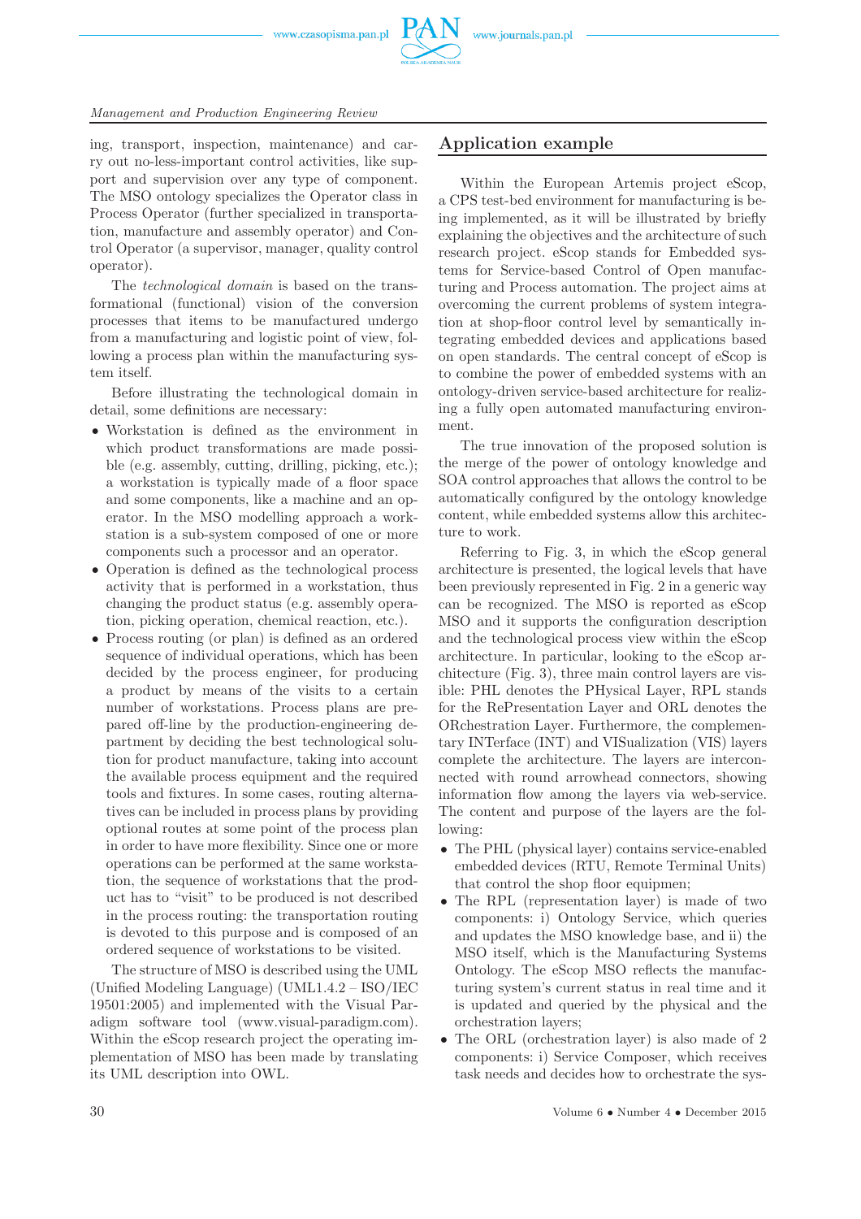ing, transport, inspection, maintenance) and carry out no-less-important control activities, like support and supervision over any type of component. The MSO ontology specializes the Operator class in Process Operator (further specialized in transportation, manufacture and assembly operator) and Control Operator (a supervisor, manager, quality control operator).

The *technological domain* is based on the transformational (functional) vision of the conversion processes that items to be manufactured undergo from a manufacturing and logistic point of view, following a process plan within the manufacturing system itself.

Before illustrating the technological domain in detail, some definitions are necessary:

- Workstation is defined as the environment in which product transformations are made possible (e.g. assembly, cutting, drilling, picking, etc.); a workstation is typically made of a floor space and some components, like a machine and an operator. In the MSO modelling approach a workstation is a sub-system composed of one or more components such a processor and an operator.
- Operation is defined as the technological process activity that is performed in a workstation, thus changing the product status (e.g. assembly operation, picking operation, chemical reaction, etc.).
- Process routing (or plan) is defined as an ordered sequence of individual operations, which has been decided by the process engineer, for producing a product by means of the visits to a certain number of workstations. Process plans are prepared off-line by the production-engineering department by deciding the best technological solution for product manufacture, taking into account the available process equipment and the required tools and fixtures. In some cases, routing alternatives can be included in process plans by providing optional routes at some point of the process plan in order to have more flexibility. Since one or more operations can be performed at the same workstation, the sequence of workstations that the product has to "visit" to be produced is not described in the process routing: the transportation routing is devoted to this purpose and is composed of an ordered sequence of workstations to be visited.

The structure of MSO is described using the UML (Unified Modeling Language) (UML1.4.2 – ISO/IEC 19501:2005) and implemented with the Visual Paradigm software tool (www.visual-paradigm.com). Within the eScop research project the operating implementation of MSO has been made by translating its UML description into OWL.

## Application example

Within the European Artemis project eScop, a CPS test-bed environment for manufacturing is being implemented, as it will be illustrated by briefly explaining the objectives and the architecture of such research project. eScop stands for Embedded systems for Service-based Control of Open manufacturing and Process automation. The project aims at overcoming the current problems of system integration at shop-floor control level by semantically integrating embedded devices and applications based on open standards. The central concept of eScop is to combine the power of embedded systems with an ontology-driven service-based architecture for realizing a fully open automated manufacturing environment.

The true innovation of the proposed solution is the merge of the power of ontology knowledge and SOA control approaches that allows the control to be automatically configured by the ontology knowledge content, while embedded systems allow this architecture to work.

Referring to Fig. 3, in which the eScop general architecture is presented, the logical levels that have been previously represented in Fig. 2 in a generic way can be recognized. The MSO is reported as eScop MSO and it supports the configuration description and the technological process view within the eScop architecture. In particular, looking to the eScop architecture (Fig. 3), three main control layers are visible: PHL denotes the PHysical Layer, RPL stands for the RePresentation Layer and ORL denotes the ORchestration Layer. Furthermore, the complementary INTerface (INT) and VISualization (VIS) layers complete the architecture. The layers are interconnected with round arrowhead connectors, showing information flow among the layers via web-service. The content and purpose of the layers are the following:

- The PHL (physical layer) contains service-enabled embedded devices (RTU, Remote Terminal Units) that control the shop floor equipmen;
- The RPL (representation layer) is made of two components: i) Ontology Service, which queries and updates the MSO knowledge base, and ii) the MSO itself, which is the Manufacturing Systems Ontology. The eScop MSO reflects the manufacturing system's current status in real time and it is updated and queried by the physical and the orchestration layers;
- The ORL (orchestration layer) is also made of 2 components: i) Service Composer, which receives task needs and decides how to orchestrate the sys-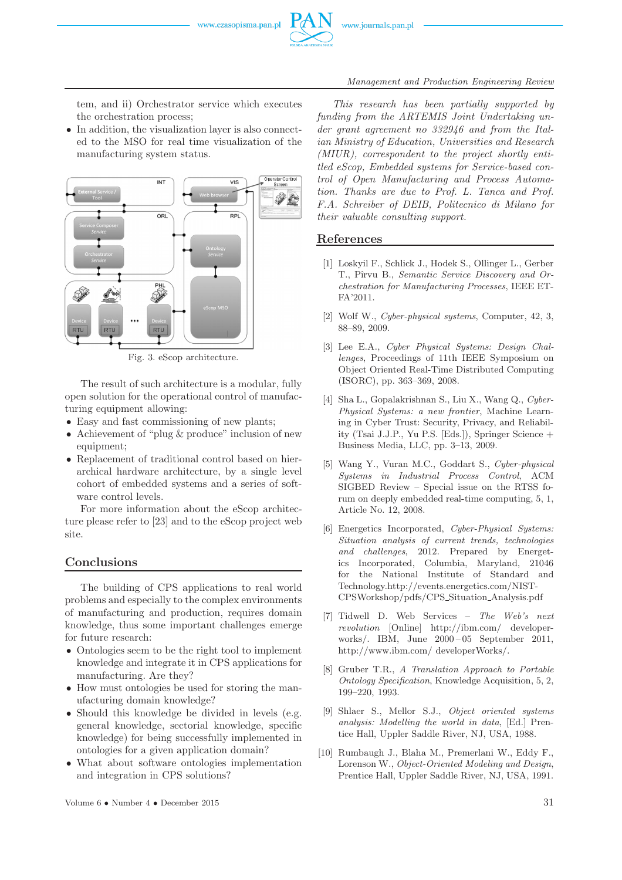tem, and ii) Orchestrator service which executes the orchestration process;

- In addition, the visualization layer is also connected to the MSO for real time visualization of the manufacturing system status.

Fig. 3. eScop architecture.

The result of such architecture is a modular, fully open solution for the operational control of manufacturing equipment allowing:

- Easy and fast commissioning of new plants;
- Achievement of "plug & produce" inclusion of new equipment;
- Replacement of traditional control based on hierarchical hardware architecture, by a single level cohort of embedded systems and a series of software control levels.

For more information about the eScop architecture please refer to [23] and to the eScop project web site.

## Conclusions

The building of CPS applications to real world problems and especially to the complex environments of manufacturing and production, requires domain knowledge, thus some important challenges emerge for future research:

- Ontologies seem to be the right tool to implement knowledge and integrate it in CPS applications for manufacturing. Are they?
- How must ontologies be used for storing the manufacturing domain knowledge?
- Should this knowledge be divided in levels (e.g. general knowledge, sectorial knowledge, specific knowledge) for being successfully implemented in ontologies for a given application domain?
- What about software ontologies implementation and integration in CPS solutions?

*This research has been partially supported by funding from the ARTEMIS Joint Undertaking under grant agreement no 332946 and from the Italian Ministry of Education, Universities and Research (MIUR), correspondent to the project shortly entitled eScop, Embedded systems for Service-based control of Open Manufacturing and Process Automation. Thanks are due to Prof. L. Tanca and Prof. F.A. Schreiber of DEIB, Politecnico di Milano for their valuable consulting support.*

## References

[1] Loskyil F., Schlick J., Hodek S., Ollinger L., Gerber T., Pirvu B., *Semantic Service Discovery and Orchestration for Manufacturing Processes*, IEEE ETFA'2011.

[2] Wolf W., *Cyber-physical systems*, Computer, 42, 3, 88–89, 2009.

[3] Lee E.A., *Cyber Physical Systems: Design Challenges*, Proceedings of 11th IEEE Symposium on Object Oriented Real-Time Distributed Computing (ISORC), pp. 363–369, 2008.

[4] Sha L., Gopalakrishnan S., Liu X., Wang Q., *Cyber-Physical Systems: a new frontier*, Machine Learning in Cyber Trust: Security, Privacy, and Reliability (Tsai J.J.P., Yu P.S. [Eds.]), Springer Science + Business Media, LLC, pp. 3–13, 2009.

[5] Wang Y., Vuran M.C., Goddart S., *Cyber-physical Systems in Industrial Process Control*, ACM SIGBED Review – Special issue on the RTSS forum on deeply embedded real-time computing, 5, 1, Article No. 12, 2008.

[6] Energetics Incorporated, *Cyber-Physical Systems: Situation analysis of current trends, technologies and challenges*, 2012. Prepared by Energetics Incorporated, Columbia, Maryland, 21046 for the National Institute of Standard and Technology.http://events.energetics.com/NIST-CPSWorkshop/pdfs/CPS_Situation_Analysis.pdf

[7] Tidwell D. Web Services – *The Web's next revolution* [Online] http://ibm.com/ developerworks/. IBM, June 2000 – 05 September 2011, http://www.ibm.com/ developerWorks/.

[8] Gruber T.R., *A Translation Approach to Portable Ontology Specification*, Knowledge Acquisition, 5, 2, 199–220, 1993.

[9] Shlaer S., Mellor S.J., *Object oriented systems analysis: Modelling the world in data*, [Ed.] Prentice Hall, Uppler Saddle River, NJ, USA, 1988.

[10] Rumbaugh J., Blaha M., Premerlani W., Eddy F., Lorenson W., *Object-Oriented Modeling and Design*, Prentice Hall, Uppler Saddle River, NJ, USA, 1991.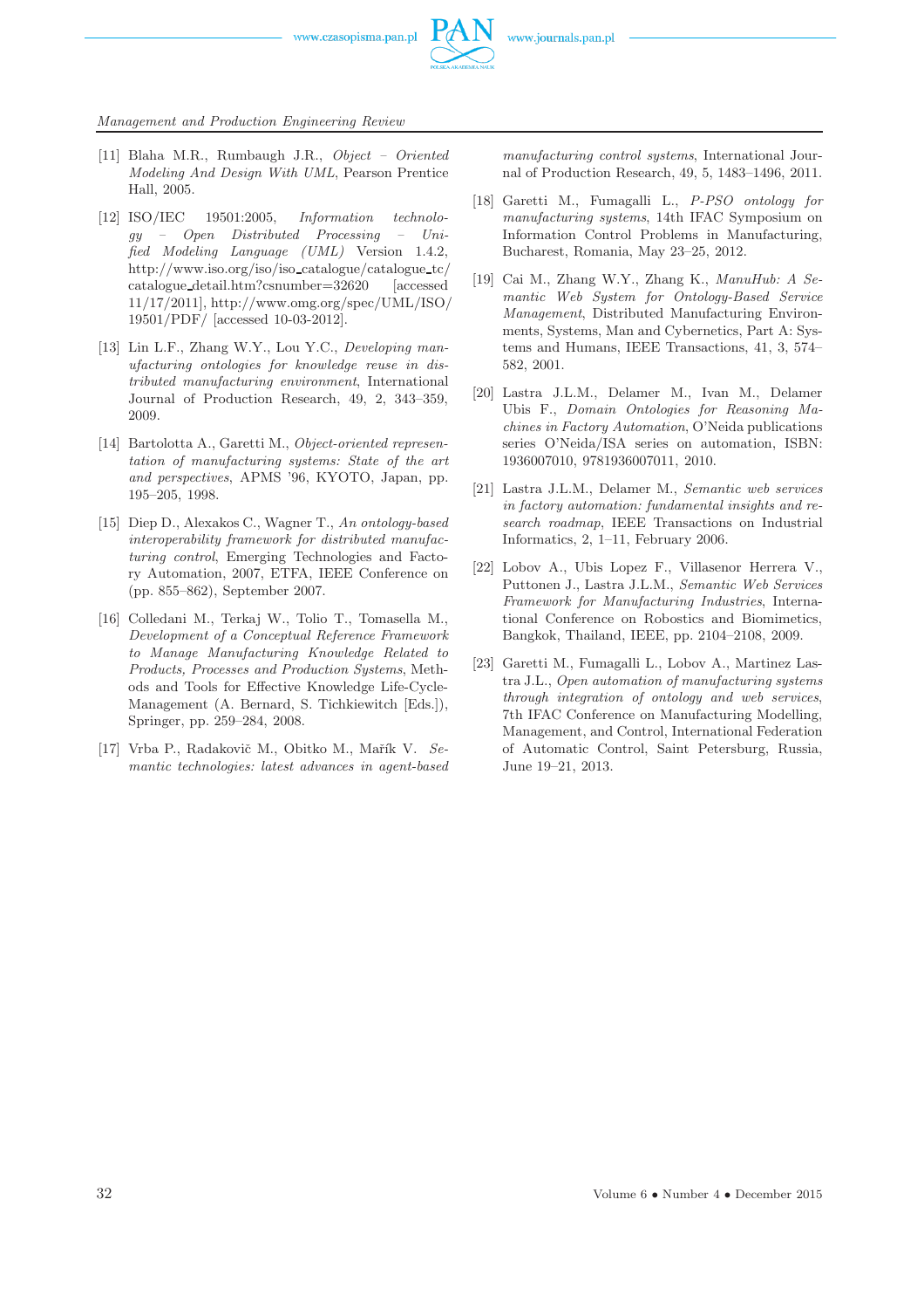[11] Blaha M.R., Rumbaugh J.R., *Object – Oriented Modeling And Design With UML*, Pearson Prentice Hall, 2005.

[12] ISO/IEC 19501:2005, *Information technology – Open Distributed Processing – Unified Modeling Language (UML)* Version 1.4.2, http://www.iso.org/iso/iso_catalogue/catalogue_tc/catalogue_detail.htm?csnumber=32620 [accessed 11/17/2011], http://www.omg.org/spec/UML/ISO/19501/PDF/ [accessed 10-03-2012].

[13] Lin L.F., Zhang W.Y., Lou Y.C., *Developing manufacturing ontologies for knowledge reuse in distributed manufacturing environment*, International Journal of Production Research, 49, 2, 343–359, 2009.

[14] Bartolotta A., Garetti M., *Object-oriented representation of manufacturing systems: State of the art and perspectives*, APMS '96, KYOTO, Japan, pp. 195–205, 1998.

[15] Diep D., Alexakos C., Wagner T., *An ontology-based interoperability framework for distributed manufacturing control*, Emerging Technologies and Factory Automation, 2007, ETFA, IEEE Conference on (pp. 855–862), September 2007.

[16] Colledani M., Terkaj W., Tolio T., Tomasella M., *Development of a Conceptual Reference Framework to Manage Manufacturing Knowledge Related to Products, Processes and Production Systems*, Methods and Tools for Effective Knowledge Life-Cycle-Management (A. Bernard, S. Tichkiewitch [Eds.]), Springer, pp. 259–284, 2008.

[17] Vrba P., Radakovič M., Obitko M., Mařík V. *Semantic technologies: latest advances in agent-based manufacturing control systems*, International Journal of Production Research, 49, 5, 1483–1496, 2011.

[18] Garetti M., Fumagalli L., *P-PSO ontology for manufacturing systems*, 14th IFAC Symposium on Information Control Problems in Manufacturing, Bucharest, Romania, May 23–25, 2012.

[19] Cai M., Zhang W.Y., Zhang K., *ManuHub: A Semantic Web System for Ontology-Based Service Management*, Distributed Manufacturing Environments, Systems, Man and Cybernetics, Part A: Systems and Humans, IEEE Transactions, 41, 3, 574–582, 2001.

[20] Lastra J.L.M., Delamer M., Ivan M., Delamer Ubis F., *Domain Ontologies for Reasoning Machines in Factory Automation*, O'Neida publications series O'Neida/ISA series on automation, ISBN: 1936007010, 9781936007011, 2010.

[21] Lastra J.L.M., Delamer M., *Semantic web services in factory automation: fundamental insights and research roadmap*, IEEE Transactions on Industrial Informatics, 2, 1–11, February 2006.

[22] Lobov A., Ubis Lopez F., Villasenor Herrera V., Puttonen J., Lastra J.L.M., *Semantic Web Services Framework for Manufacturing Industries*, International Conference on Robostics and Biomimetics, Bangkok, Thailand, IEEE, pp. 2104–2108, 2009.

[23] Garetti M., Fumagalli L., Lobov A., Martinez Lastra J.L., *Open automation of manufacturing systems through integration of ontology and web services*, 7th IFAC Conference on Manufacturing Modelling, Management, and Control, International Federation of Automatic Control, Saint Petersburg, Russia, June 19–21, 2013.